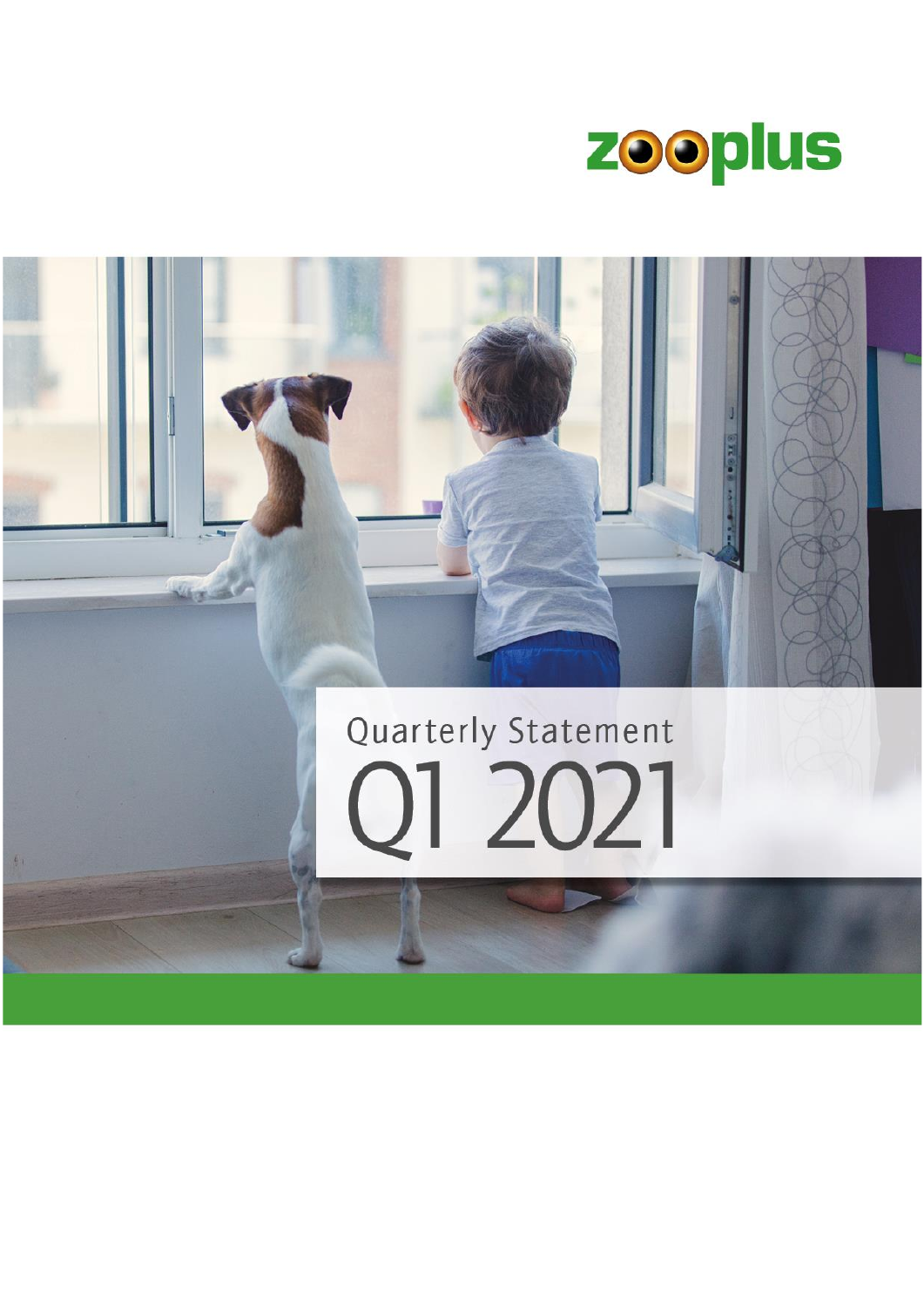zooplus

# Quarterly Statement Q1 2021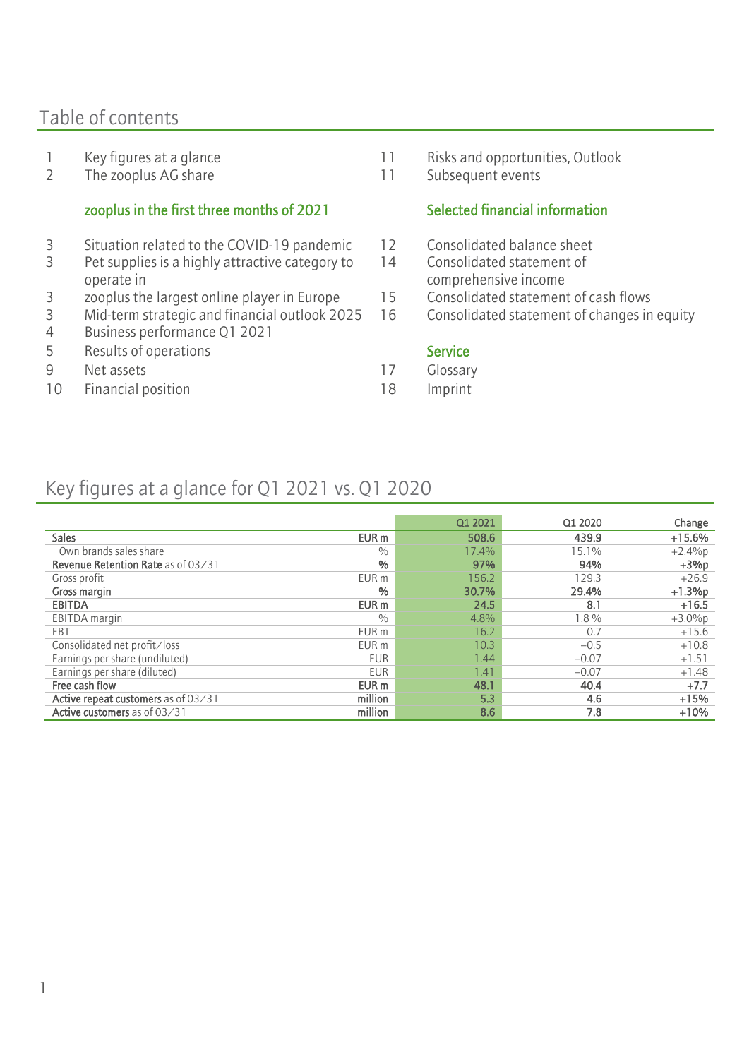## Table of contents

1 Key figures at a glance
2 The zooplus AG share

### zooplus in the first three months of 2021

3 Situation related to the COVID-19 pandemic
3 Pet supplies is a highly attractive category to operate in
3 zooplus the largest online player in Europe
3 Mid-term strategic and financial outlook 2025
4 Business performance Q1 2021
5 Results of operations
9 Net assets
10 Financial position
11 Risks and opportunities, Outlook
11 Subsequent events

### Selected financial information

12 Consolidated balance sheet
14 Consolidated statement of comprehensive income
15 Consolidated statement of cash flows
16 Consolidated statement of changes in equity

### Service

17 Glossary
18 Imprint

## Key figures at a glance for Q1 2021 vs. Q1 2020

| | | Q1 2021 | Q1 2020 | Change |
|---|---|---|---|---|
| **Sales** | **EUR m** | **508.6** | **439.9** | **+15.6%** |
| Own brands sales share | % | 17.4% | 15.1% | +2.4%p |
| **Revenue Retention Rate** as of 03/31 | **%** | **97%** | **94%** | **+3%p** |
| Gross profit | EUR m | 156.2 | 129.3 | +26.9 |
| **Gross margin** | **%** | **30.7%** | **29.4%** | **+1.3%p** |
| **EBITDA** | **EUR m** | **24.5** | **8.1** | **+16.5** |
| EBITDA margin | % | 4.8% | 1.8 % | +3.0%p |
| EBT | EUR m | 16.2 | 0.7 | +15.6 |
| Consolidated net profit/loss | EUR m | 10.3 | −0.5 | +10.8 |
| Earnings per share (undiluted) | EUR | 1.44 | −0.07 | +1.51 |
| Earnings per share (diluted) | EUR | 1.41 | −0.07 | +1.48 |
| **Free cash flow** | **EUR m** | **48.1** | **40.4** | **+7.7** |
| **Active repeat customers** as of 03/31 | **million** | **5.3** | **4.6** | **+15%** |
| **Active customers** as of 03/31 | **million** | **8.6** | **7.8** | **+10%** |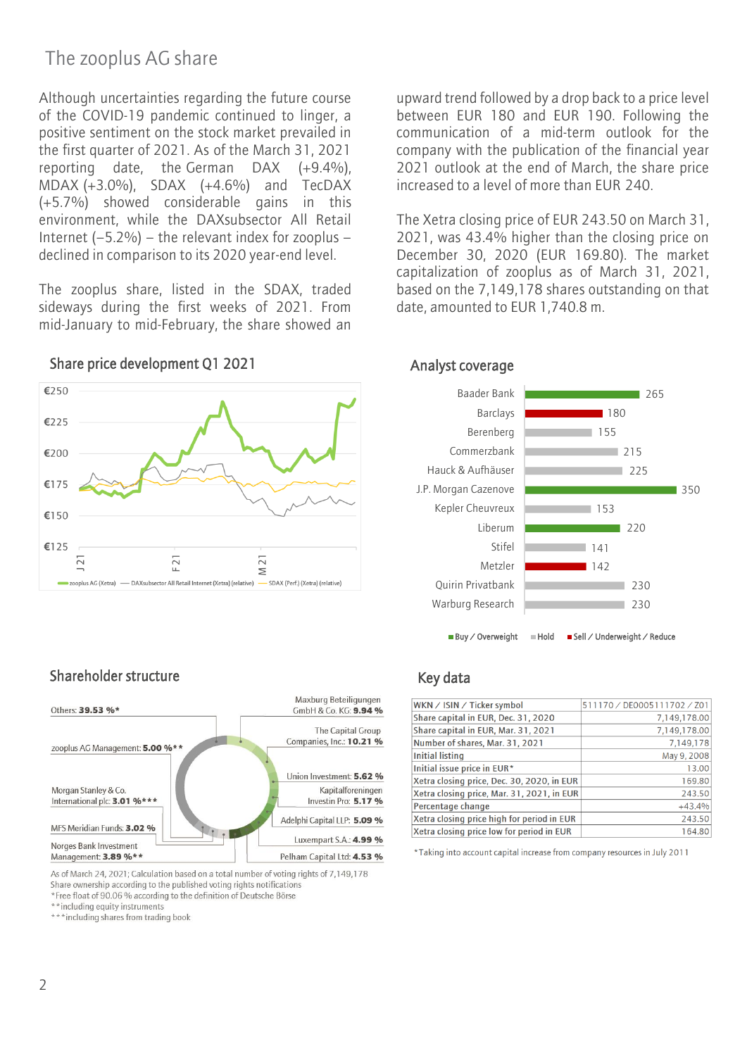# The zooplus AG share

Although uncertainties regarding the future course of the COVID-19 pandemic continued to linger, a positive sentiment on the stock market prevailed in the first quarter of 2021. As of the March 31, 2021 reporting date, the German DAX (+9.4%), MDAX (+3.0%), SDAX (+4.6%) and TecDAX (+5.7%) showed considerable gains in this environment, while the DAXsubsector All Retail Internet (–5.2%) – the relevant index for zooplus – declined in comparison to its 2020 year-end level.

The zooplus share, listed in the SDAX, traded sideways during the first weeks of 2021. From mid-January to mid-February, the share showed an upward trend followed by a drop back to a price level between EUR 180 and EUR 190. Following the communication of a mid-term outlook for the company with the publication of the financial year 2021 outlook at the end of March, the share price increased to a level of more than EUR 240.

The Xetra closing price of EUR 243.50 on March 31, 2021, was 43.4% higher than the closing price on December 30, 2020 (EUR 169.80). The market capitalization of zooplus as of March 31, 2021, based on the 7,149,178 shares outstanding on that date, amounted to EUR 1,740.8 m.

## Share price development Q1 2021

€250
€225
€200
€175
€150
€125

J 21 | F 21 | M 21

zooplus AG (Xetra) — DAXsubsector All Retail Internet (Xetra) (relative) — SDAX (Perf.) (Xetra) (relative)

## Analyst coverage

| Analyst | Target |
|---|---|
| Baader Bank | 265 |
| Barclays | 180 |
| Berenberg | 155 |
| Commerzbank | 215 |
| Hauck & Aufhäuser | 225 |
| J.P. Morgan Cazenove | 350 |
| Kepler Cheuvreux | 153 |
| Liberum | 220 |
| Stifel | 141 |
| Metzler | 142 |
| Quirin Privatbank | 230 |
| Warburg Research | 230 |

Buy / Overweight | Hold | Sell / Underweight / Reduce

## Shareholder structure

- Others: **39.53 %***
- Maxburg Beteiligungen GmbH & Co. KG: **9.94 %**
- The Capital Group Companies, Inc.: **10.21 %**
- zooplus AG Management: **5.00 %****
- Union Investment: **5.62 %**
- Kapitalforeningen Investin Pro: **5.17 %**
- Morgan Stanley & Co. International plc: **3.01 %*****
- Adelphi Capital LLP: **5.09 %**
- MFS Meridian Funds: **3.02 %**
- Luxempart S.A.: **4.99 %**
- Norges Bank Investment Management: **3.89 %****
- Pelham Capital Ltd: **4.53 %**

As of March 24, 2021; Calculation based on a total number of voting rights of 7,149,178
Share ownership according to the published voting rights notifications
*Free float of 90.06 % according to the definition of Deutsche Börse
**including equity instruments
***including shares from trading book

## Key data

| | |
|---|---|
| WKN / ISIN / Ticker symbol | 511170 / DE0005111702 / Z01 |
| Share capital in EUR, Dec. 31, 2020 | 7,149,178.00 |
| Share capital in EUR, Mar. 31, 2021 | 7,149,178.00 |
| Number of shares, Mar. 31, 2021 | 7,149,178 |
| Initial listing | May 9, 2008 |
| Initial issue price in EUR* | 13.00 |
| Xetra closing price, Dec. 30, 2020, in EUR | 169.80 |
| Xetra closing price, Mar. 31, 2021, in EUR | 243.50 |
| Percentage change | +43.4% |
| Xetra closing price high for period in EUR | 243.50 |
| Xetra closing price low for period in EUR | 164.80 |

*Taking into account capital increase from company resources in July 2011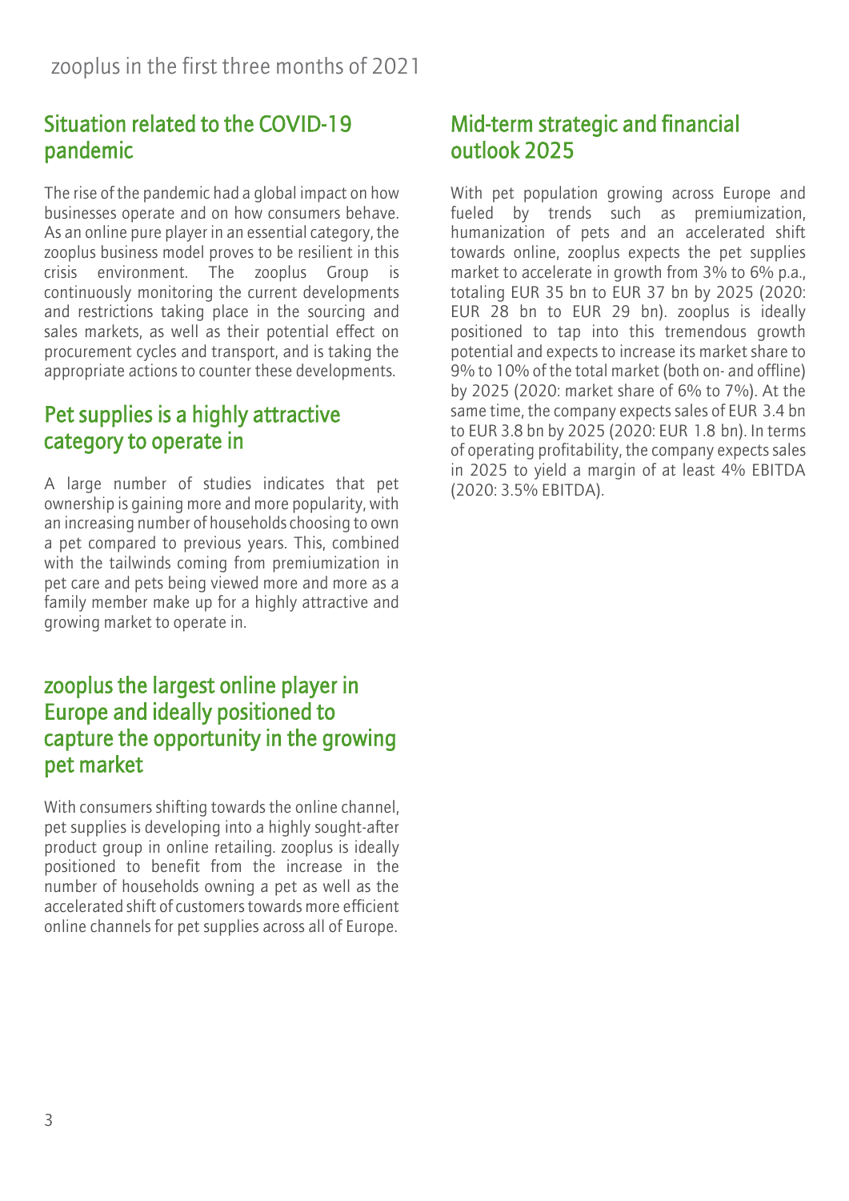# zooplus in the first three months of 2021

## Situation related to the COVID-19 pandemic

The rise of the pandemic had a global impact on how businesses operate and on how consumers behave. As an online pure player in an essential category, the zooplus business model proves to be resilient in this crisis environment. The zooplus Group is continuously monitoring the current developments and restrictions taking place in the sourcing and sales markets, as well as their potential effect on procurement cycles and transport, and is taking the appropriate actions to counter these developments.

## Pet supplies is a highly attractive category to operate in

A large number of studies indicates that pet ownership is gaining more and more popularity, with an increasing number of households choosing to own a pet compared to previous years. This, combined with the tailwinds coming from premiumization in pet care and pets being viewed more and more as a family member make up for a highly attractive and growing market to operate in.

## zooplus the largest online player in Europe and ideally positioned to capture the opportunity in the growing pet market

With consumers shifting towards the online channel, pet supplies is developing into a highly sought-after product group in online retailing. zooplus is ideally positioned to benefit from the increase in the number of households owning a pet as well as the accelerated shift of customers towards more efficient online channels for pet supplies across all of Europe.

## Mid-term strategic and financial outlook 2025

With pet population growing across Europe and fueled by trends such as premiumization, humanization of pets and an accelerated shift towards online, zooplus expects the pet supplies market to accelerate in growth from 3% to 6% p.a., totaling EUR 35 bn to EUR 37 bn by 2025 (2020: EUR 28 bn to EUR 29 bn). zooplus is ideally positioned to tap into this tremendous growth potential and expects to increase its market share to 9% to 10% of the total market (both on- and offline) by 2025 (2020: market share of 6% to 7%). At the same time, the company expects sales of EUR 3.4 bn to EUR 3.8 bn by 2025 (2020: EUR 1.8 bn). In terms of operating profitability, the company expects sales in 2025 to yield a margin of at least 4% EBITDA (2020: 3.5% EBITDA).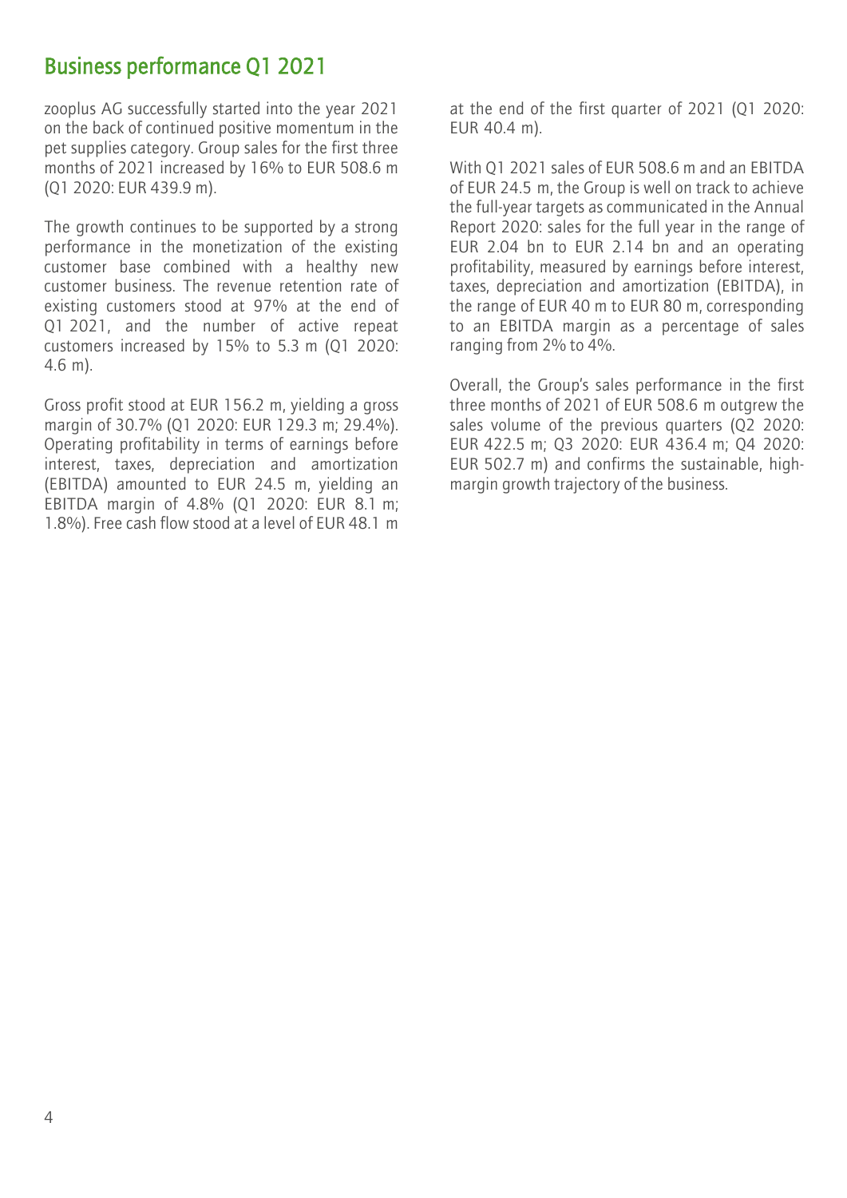## Business performance Q1 2021

zooplus AG successfully started into the year 2021 on the back of continued positive momentum in the pet supplies category. Group sales for the first three months of 2021 increased by 16% to EUR 508.6 m (Q1 2020: EUR 439.9 m).

The growth continues to be supported by a strong performance in the monetization of the existing customer base combined with a healthy new customer business. The revenue retention rate of existing customers stood at 97% at the end of Q1 2021, and the number of active repeat customers increased by 15% to 5.3 m (Q1 2020: 4.6 m).

Gross profit stood at EUR 156.2 m, yielding a gross margin of 30.7% (Q1 2020: EUR 129.3 m; 29.4%). Operating profitability in terms of earnings before interest, taxes, depreciation and amortization (EBITDA) amounted to EUR 24.5 m, yielding an EBITDA margin of 4.8% (Q1 2020: EUR 8.1 m; 1.8%). Free cash flow stood at a level of EUR 48.1 m at the end of the first quarter of 2021 (Q1 2020: EUR 40.4 m).

With Q1 2021 sales of EUR 508.6 m and an EBITDA of EUR 24.5 m, the Group is well on track to achieve the full-year targets as communicated in the Annual Report 2020: sales for the full year in the range of EUR 2.04 bn to EUR 2.14 bn and an operating profitability, measured by earnings before interest, taxes, depreciation and amortization (EBITDA), in the range of EUR 40 m to EUR 80 m, corresponding to an EBITDA margin as a percentage of sales ranging from 2% to 4%.

Overall, the Group's sales performance in the first three months of 2021 of EUR 508.6 m outgrew the sales volume of the previous quarters (Q2 2020: EUR 422.5 m; Q3 2020: EUR 436.4 m; Q4 2020: EUR 502.7 m) and confirms the sustainable, high-margin growth trajectory of the business.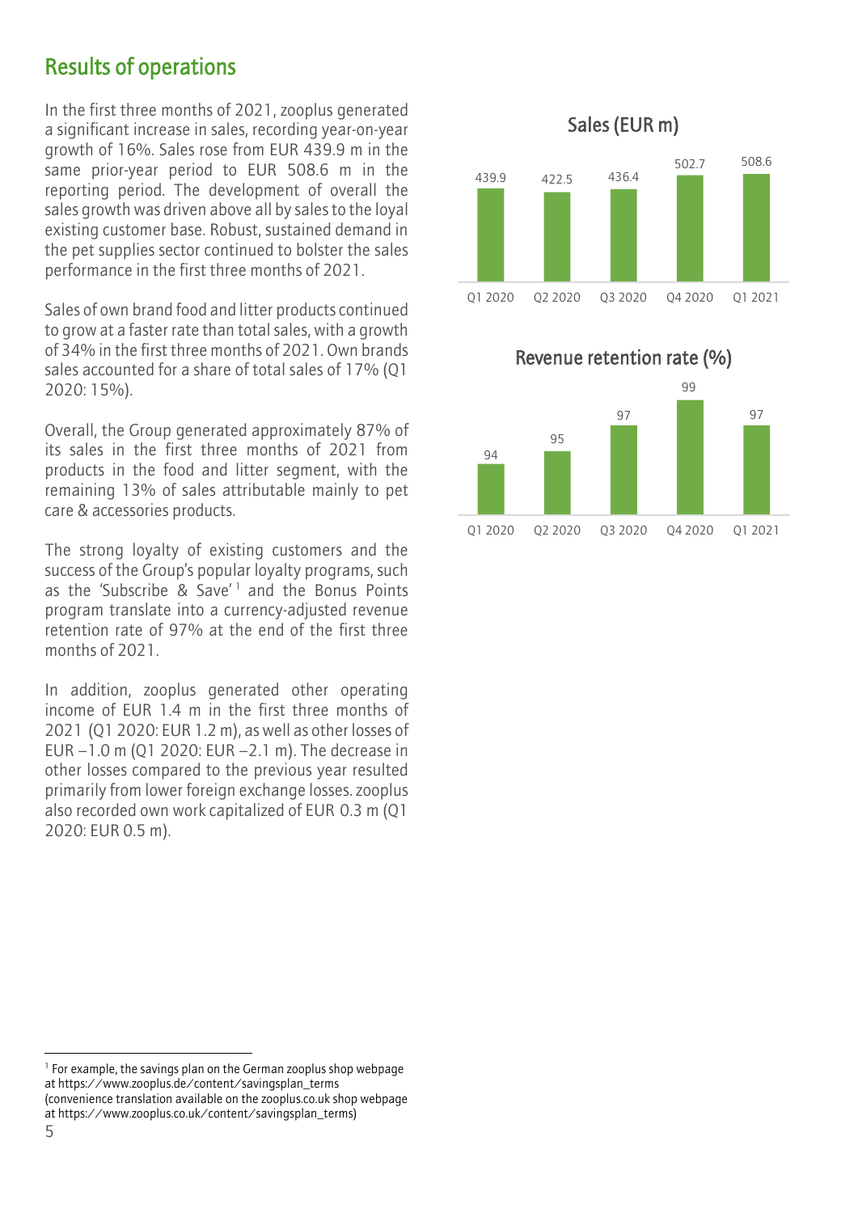## Results of operations

In the first three months of 2021, zooplus generated a significant increase in sales, recording year-on-year growth of 16%. Sales rose from EUR 439.9 m in the same prior-year period to EUR 508.6 m in the reporting period. The development of overall the sales growth was driven above all by sales to the loyal existing customer base. Robust, sustained demand in the pet supplies sector continued to bolster the sales performance in the first three months of 2021.

Sales of own brand food and litter products continued to grow at a faster rate than total sales, with a growth of 34% in the first three months of 2021. Own brands sales accounted for a share of total sales of 17% (Q1 2020: 15%).

Overall, the Group generated approximately 87% of its sales in the first three months of 2021 from products in the food and litter segment, with the remaining 13% of sales attributable mainly to pet care & accessories products.

The strong loyalty of existing customers and the success of the Group's popular loyalty programs, such as the 'Subscribe & Save'[1] and the Bonus Points program translate into a currency-adjusted revenue retention rate of 97% at the end of the first three months of 2021.

In addition, zooplus generated other operating income of EUR 1.4 m in the first three months of 2021 (Q1 2020: EUR 1.2 m), as well as other losses of EUR –1.0 m (Q1 2020: EUR –2.1 m). The decrease in other losses compared to the previous year resulted primarily from lower foreign exchange losses. zooplus also recorded own work capitalized of EUR 0.3 m (Q1 2020: EUR 0.5 m).

**Sales (EUR m)**

| Q1 2020 | Q2 2020 | Q3 2020 | Q4 2020 | Q1 2021 |
|---|---|---|---|---|
| 439.9 | 422.5 | 436.4 | 502.7 | 508.6 |

**Revenue retention rate (%)**

| Q1 2020 | Q2 2020 | Q3 2020 | Q4 2020 | Q1 2021 |
|---|---|---|---|---|
| 94 | 95 | 97 | 99 | 97 |

[1] For example, the savings plan on the German zooplus shop webpage at https://www.zooplus.de/content/savingsplan_terms (convenience translation available on the zooplus.co.uk shop webpage at https://www.zooplus.co.uk/content/savingsplan_terms)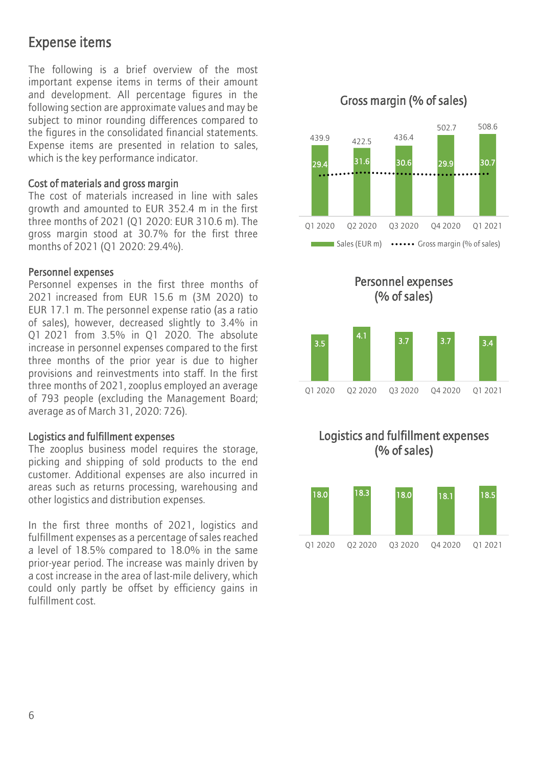## Expense items

The following is a brief overview of the most important expense items in terms of their amount and development. All percentage figures in the following section are approximate values and may be subject to minor rounding differences compared to the figures in the consolidated financial statements. Expense items are presented in relation to sales, which is the key performance indicator.

### Cost of materials and gross margin

The cost of materials increased in line with sales growth and amounted to EUR 352.4 m in the first three months of 2021 (Q1 2020: EUR 310.6 m). The gross margin stood at 30.7% for the first three months of 2021 (Q1 2020: 29.4%).

### Personnel expenses

Personnel expenses in the first three months of 2021 increased from EUR 15.6 m (3M 2020) to EUR 17.1 m. The personnel expense ratio (as a ratio of sales), however, decreased slightly to 3.4% in Q1 2021 from 3.5% in Q1 2020. The absolute increase in personnel expenses compared to the first three months of the prior year is due to higher provisions and reinvestments into staff. In the first three months of 2021, zooplus employed an average of 793 people (excluding the Management Board; average as of March 31, 2020: 726).

### Logistics and fulfillment expenses

The zooplus business model requires the storage, picking and shipping of sold products to the end customer. Additional expenses are also incurred in areas such as returns processing, warehousing and other logistics and distribution expenses.

In the first three months of 2021, logistics and fulfillment expenses as a percentage of sales reached a level of 18.5% compared to 18.0% in the same prior-year period. The increase was mainly driven by a cost increase in the area of last-mile delivery, which could only partly be offset by efficiency gains in fulfillment cost.

**Gross margin (% of sales)**

| | Q1 2020 | Q2 2020 | Q3 2020 | Q4 2020 | Q1 2021 |
|---|---|---|---|---|---|
| Sales (EUR m) | 439.9 | 422.5 | 436.4 | 502.7 | 508.6 |
| Gross margin (% of sales) | 29.4 | 31.6 | 30.6 | 29.9 | 30.7 |

**Personnel expenses (% of sales)**

| Q1 2020 | Q2 2020 | Q3 2020 | Q4 2020 | Q1 2021 |
|---|---|---|---|---|
| 3.5 | 4.1 | 3.7 | 3.7 | 3.4 |

**Logistics and fulfillment expenses (% of sales)**

| Q1 2020 | Q2 2020 | Q3 2020 | Q4 2020 | Q1 2021 |
|---|---|---|---|---|
| 18.0 | 18.3 | 18.0 | 18.1 | 18.5 |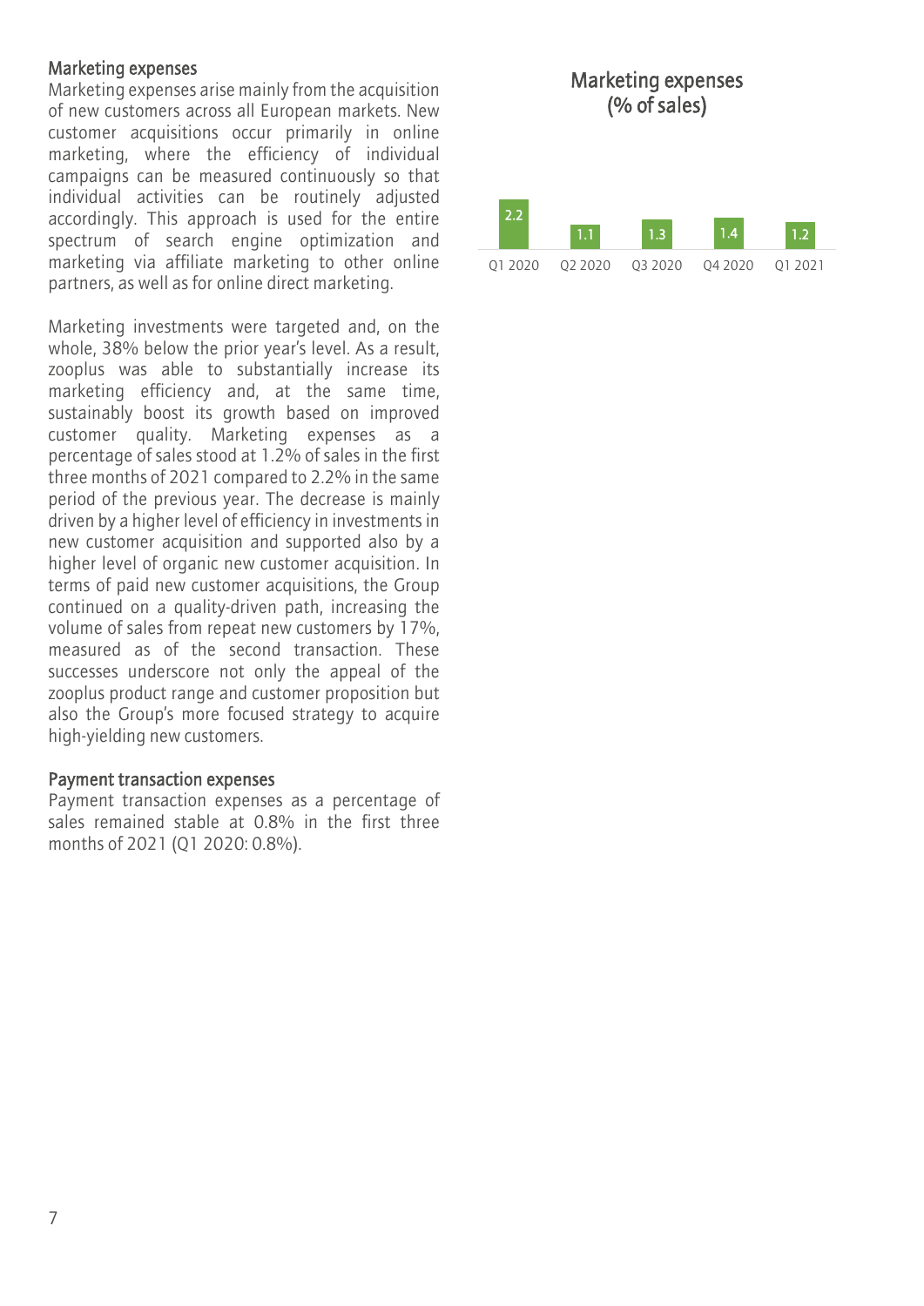## Marketing expenses

Marketing expenses arise mainly from the acquisition of new customers across all European markets. New customer acquisitions occur primarily in online marketing, where the efficiency of individual campaigns can be measured continuously so that individual activities can be routinely adjusted accordingly. This approach is used for the entire spectrum of search engine optimization and marketing via affiliate marketing to other online partners, as well as for online direct marketing.

Marketing investments were targeted and, on the whole, 38% below the prior year's level. As a result, zooplus was able to substantially increase its marketing efficiency and, at the same time, sustainably boost its growth based on improved customer quality. Marketing expenses as a percentage of sales stood at 1.2% of sales in the first three months of 2021 compared to 2.2% in the same period of the previous year. The decrease is mainly driven by a higher level of efficiency in investments in new customer acquisition and supported also by a higher level of organic new customer acquisition. In terms of paid new customer acquisitions, the Group continued on a quality-driven path, increasing the volume of sales from repeat new customers by 17%, measured as of the second transaction. These successes underscore not only the appeal of the zooplus product range and customer proposition but also the Group's more focused strategy to acquire high-yielding new customers.

**Marketing expenses (% of sales)**

| Q1 2020 | Q2 2020 | Q3 2020 | Q4 2020 | Q1 2021 |
|---|---|---|---|---|
| 2.2 | 1.1 | 1.3 | 1.4 | 1.2 |

## Payment transaction expenses

Payment transaction expenses as a percentage of sales remained stable at 0.8% in the first three months of 2021 (Q1 2020: 0.8%).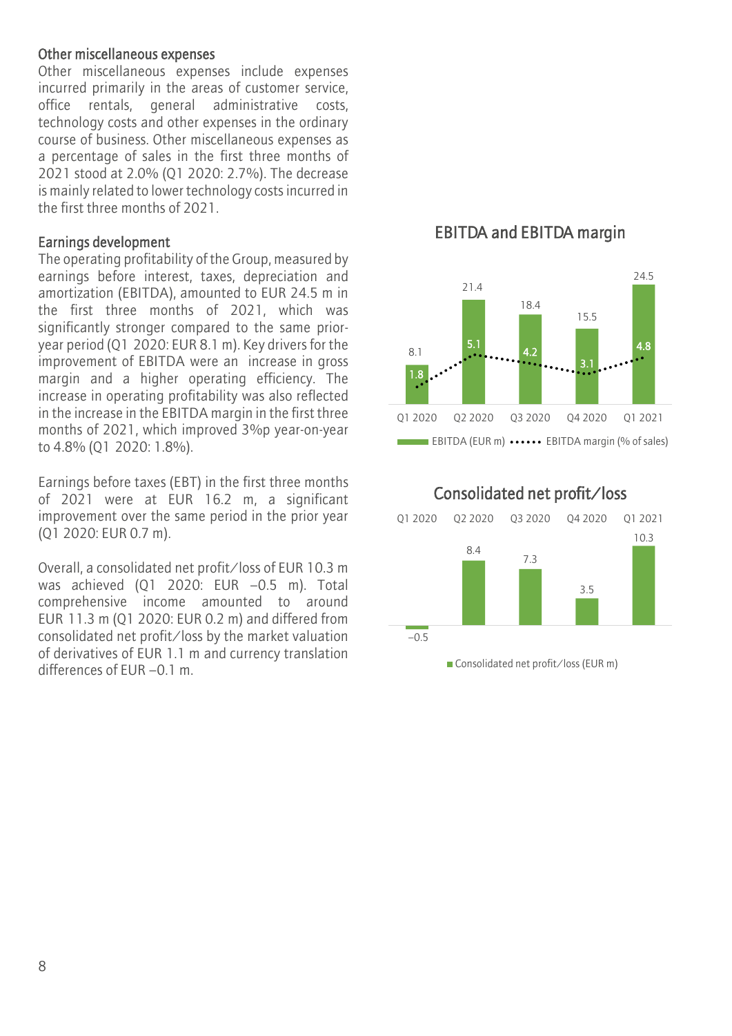### Other miscellaneous expenses

Other miscellaneous expenses include expenses incurred primarily in the areas of customer service, office rentals, general administrative costs, technology costs and other expenses in the ordinary course of business. Other miscellaneous expenses as a percentage of sales in the first three months of 2021 stood at 2.0% (Q1 2020: 2.7%). The decrease is mainly related to lower technology costs incurred in the first three months of 2021.

### Earnings development

The operating profitability of the Group, measured by earnings before interest, taxes, depreciation and amortization (EBITDA), amounted to EUR 24.5 m in the first three months of 2021, which was significantly stronger compared to the same prior-year period (Q1 2020: EUR 8.1 m). Key drivers for the improvement of EBITDA were an increase in gross margin and a higher operating efficiency. The increase in operating profitability was also reflected in the increase in the EBITDA margin in the first three months of 2021, which improved 3%p year-on-year to 4.8% (Q1 2020: 1.8%).

Earnings before taxes (EBT) in the first three months of 2021 were at EUR 16.2 m, a significant improvement over the same period in the prior year (Q1 2020: EUR 0.7 m).

Overall, a consolidated net profit/loss of EUR 10.3 m was achieved (Q1 2020: EUR –0.5 m). Total comprehensive income amounted to around EUR 11.3 m (Q1 2020: EUR 0.2 m) and differed from consolidated net profit/loss by the market valuation of derivatives of EUR 1.1 m and currency translation differences of EUR –0.1 m.

**EBITDA and EBITDA margin**

| | Q1 2020 | Q2 2020 | Q3 2020 | Q4 2020 | Q1 2021 |
|---|---|---|---|---|---|
| EBITDA (EUR m) | 8.1 | 21.4 | 18.4 | 15.5 | 24.5 |
| EBITDA margin (% of sales) | 1.8 | 5.1 | 4.2 | 3.1 | 4.8 |

**Consolidated net profit/loss**

| | Q1 2020 | Q2 2020 | Q3 2020 | Q4 2020 | Q1 2021 |
|---|---|---|---|---|---|
| Consolidated net profit/loss (EUR m) | –0.5 | 8.4 | 7.3 | 3.5 | 10.3 |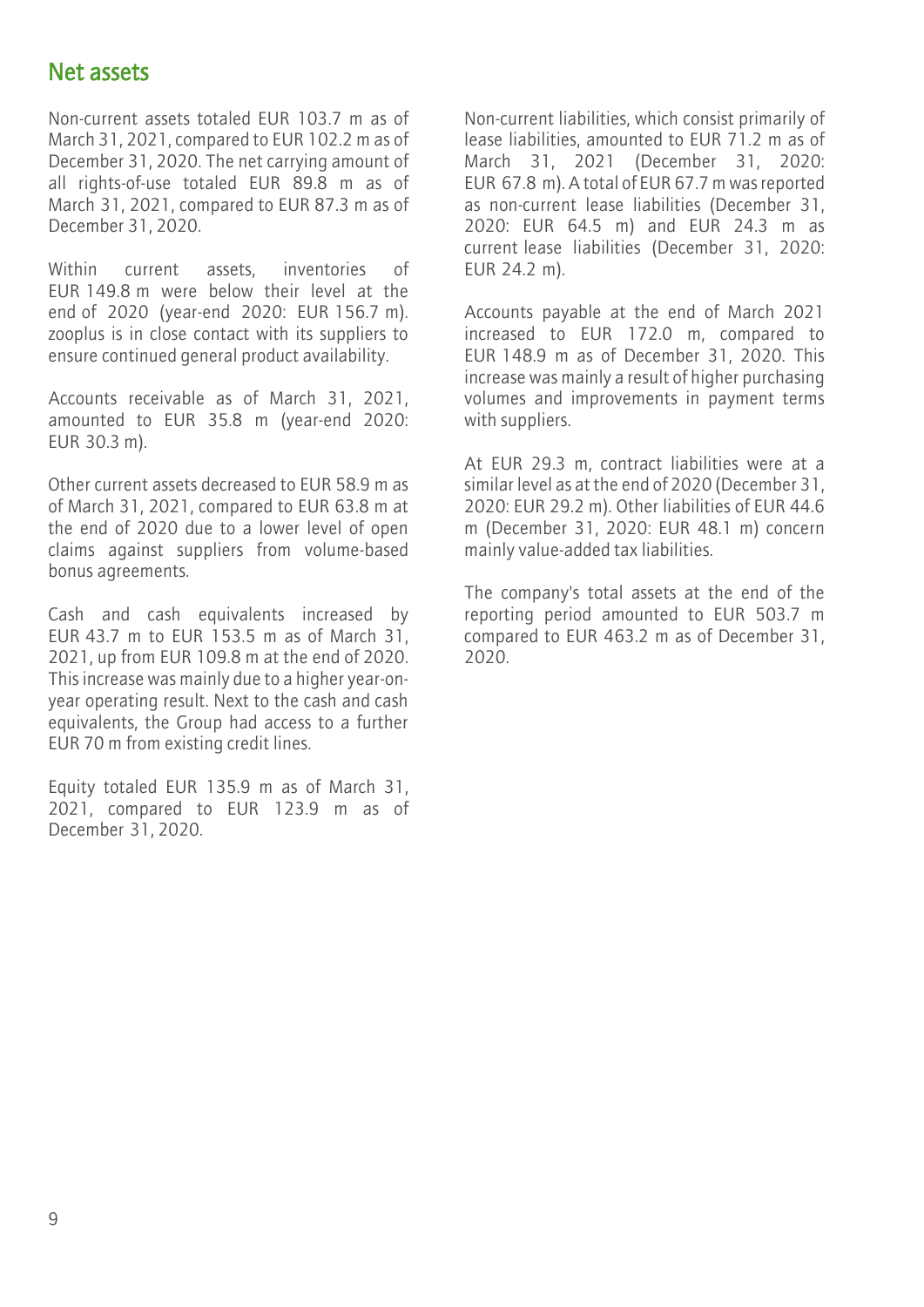## Net assets

Non-current assets totaled EUR 103.7 m as of March 31, 2021, compared to EUR 102.2 m as of December 31, 2020. The net carrying amount of all rights-of-use totaled EUR 89.8 m as of March 31, 2021, compared to EUR 87.3 m as of December 31, 2020.

Within current assets, inventories of EUR 149.8 m were below their level at the end of 2020 (year-end 2020: EUR 156.7 m). zooplus is in close contact with its suppliers to ensure continued general product availability.

Accounts receivable as of March 31, 2021, amounted to EUR 35.8 m (year-end 2020: EUR 30.3 m).

Other current assets decreased to EUR 58.9 m as of March 31, 2021, compared to EUR 63.8 m at the end of 2020 due to a lower level of open claims against suppliers from volume-based bonus agreements.

Cash and cash equivalents increased by EUR 43.7 m to EUR 153.5 m as of March 31, 2021, up from EUR 109.8 m at the end of 2020. This increase was mainly due to a higher year-on-year operating result. Next to the cash and cash equivalents, the Group had access to a further EUR 70 m from existing credit lines.

Equity totaled EUR 135.9 m as of March 31, 2021, compared to EUR 123.9 m as of December 31, 2020.

Non-current liabilities, which consist primarily of lease liabilities, amounted to EUR 71.2 m as of March 31, 2021 (December 31, 2020: EUR 67.8 m). A total of EUR 67.7 m was reported as non-current lease liabilities (December 31, 2020: EUR 64.5 m) and EUR 24.3 m as current lease liabilities (December 31, 2020: EUR 24.2 m).

Accounts payable at the end of March 2021 increased to EUR 172.0 m, compared to EUR 148.9 m as of December 31, 2020. This increase was mainly a result of higher purchasing volumes and improvements in payment terms with suppliers.

At EUR 29.3 m, contract liabilities were at a similar level as at the end of 2020 (December 31, 2020: EUR 29.2 m). Other liabilities of EUR 44.6 m (December 31, 2020: EUR 48.1 m) concern mainly value-added tax liabilities.

The company's total assets at the end of the reporting period amounted to EUR 503.7 m compared to EUR 463.2 m as of December 31, 2020.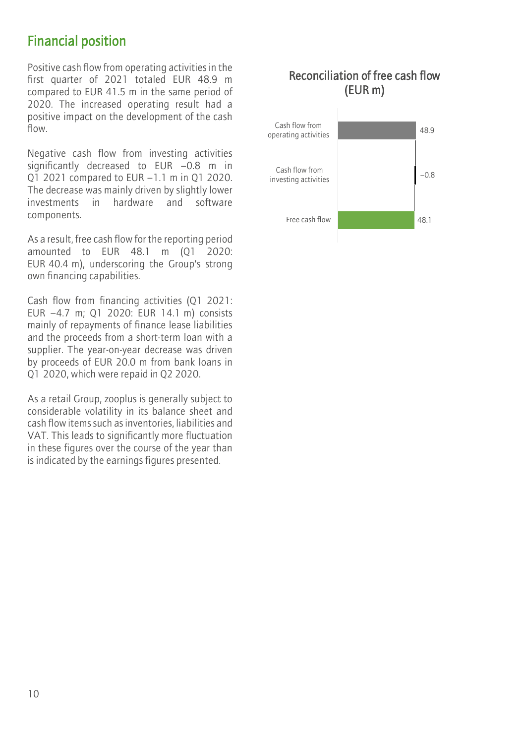## Financial position

Positive cash flow from operating activities in the first quarter of 2021 totaled EUR 48.9 m compared to EUR 41.5 m in the same period of 2020. The increased operating result had a positive impact on the development of the cash flow.

Negative cash flow from investing activities significantly decreased to EUR −0.8 m in Q1 2021 compared to EUR −1.1 m in Q1 2020. The decrease was mainly driven by slightly lower investments in hardware and software components.

As a result, free cash flow for the reporting period amounted to EUR 48.1 m (Q1 2020: EUR 40.4 m), underscoring the Group's strong own financing capabilities.

Cash flow from financing activities (Q1 2021: EUR −4.7 m; Q1 2020: EUR 14.1 m) consists mainly of repayments of finance lease liabilities and the proceeds from a short-term loan with a supplier. The year-on-year decrease was driven by proceeds of EUR 20.0 m from bank loans in Q1 2020, which were repaid in Q2 2020.

As a retail Group, zooplus is generally subject to considerable volatility in its balance sheet and cash flow items such as inventories, liabilities and VAT. This leads to significantly more fluctuation in these figures over the course of the year than is indicated by the earnings figures presented.

### Reconciliation of free cash flow (EUR m)

| | EUR m |
|---|---|
| Cash flow from operating activities | 48.9 |
| Cash flow from investing activities | −0.8 |
| Free cash flow | 48.1 |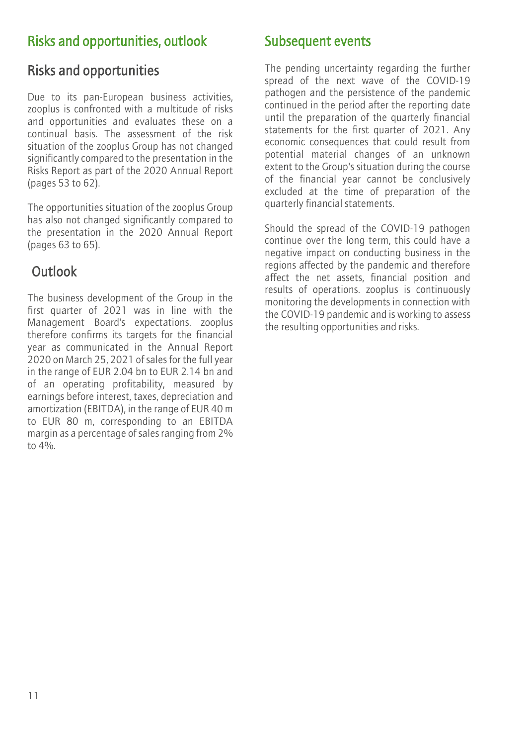# Risks and opportunities, outlook

## Risks and opportunities

Due to its pan-European business activities, zooplus is confronted with a multitude of risks and opportunities and evaluates these on a continual basis. The assessment of the risk situation of the zooplus Group has not changed significantly compared to the presentation in the Risks Report as part of the 2020 Annual Report (pages 53 to 62).

The opportunities situation of the zooplus Group has also not changed significantly compared to the presentation in the 2020 Annual Report (pages 63 to 65).

## Outlook

The business development of the Group in the first quarter of 2021 was in line with the Management Board's expectations. zooplus therefore confirms its targets for the financial year as communicated in the Annual Report 2020 on March 25, 2021 of sales for the full year in the range of EUR 2.04 bn to EUR 2.14 bn and of an operating profitability, measured by earnings before interest, taxes, depreciation and amortization (EBITDA), in the range of EUR 40 m to EUR 80 m, corresponding to an EBITDA margin as a percentage of sales ranging from 2% to 4%.

# Subsequent events

The pending uncertainty regarding the further spread of the next wave of the COVID-19 pathogen and the persistence of the pandemic continued in the period after the reporting date until the preparation of the quarterly financial statements for the first quarter of 2021. Any economic consequences that could result from potential material changes of an unknown extent to the Group's situation during the course of the financial year cannot be conclusively excluded at the time of preparation of the quarterly financial statements.

Should the spread of the COVID-19 pathogen continue over the long term, this could have a negative impact on conducting business in the regions affected by the pandemic and therefore affect the net assets, financial position and results of operations. zooplus is continuously monitoring the developments in connection with the COVID-19 pandemic and is working to assess the resulting opportunities and risks.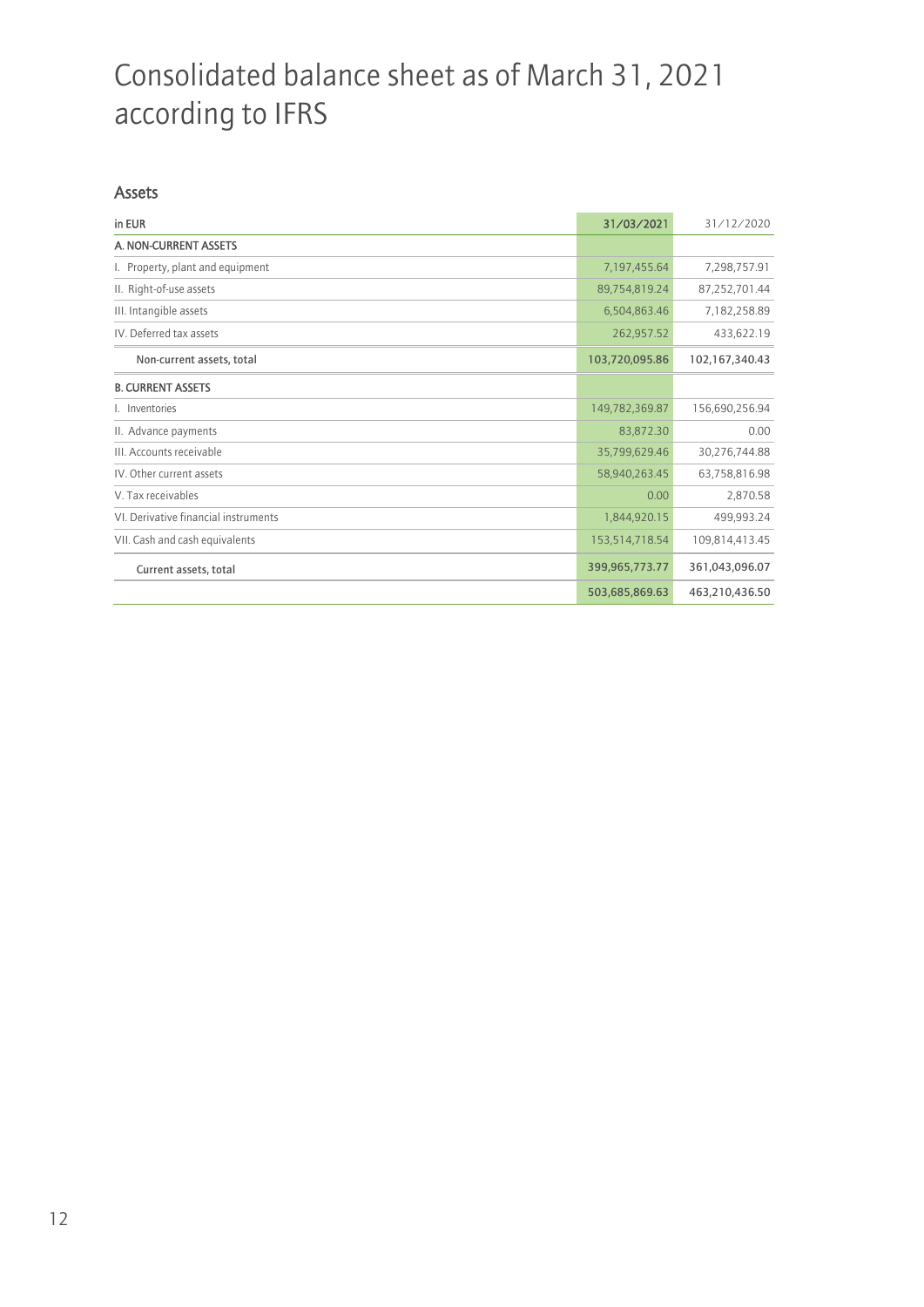# Consolidated balance sheet as of March 31, 2021 according to IFRS

## Assets

| in EUR | 31/03/2021 | 31/12/2020 |
|---|---|---|
| **A. NON-CURRENT ASSETS** | | |
| I. Property, plant and equipment | 7,197,455.64 | 7,298,757.91 |
| II. Right-of-use assets | 89,754,819.24 | 87,252,701.44 |
| III. Intangible assets | 6,504,863.46 | 7,182,258.89 |
| IV. Deferred tax assets | 262,957.52 | 433,622.19 |
| Non-current assets, total | 103,720,095.86 | 102,167,340.43 |
| **B. CURRENT ASSETS** | | |
| I. Inventories | 149,782,369.87 | 156,690,256.94 |
| II. Advance payments | 83,872.30 | 0.00 |
| III. Accounts receivable | 35,799,629.46 | 30,276,744.88 |
| IV. Other current assets | 58,940,263.45 | 63,758,816.98 |
| V. Tax receivables | 0.00 | 2,870.58 |
| VI. Derivative financial instruments | 1,844,920.15 | 499,993.24 |
| VII. Cash and cash equivalents | 153,514,718.54 | 109,814,413.45 |
| Current assets, total | 399,965,773.77 | 361,043,096.07 |
| | 503,685,869.63 | 463,210,436.50 |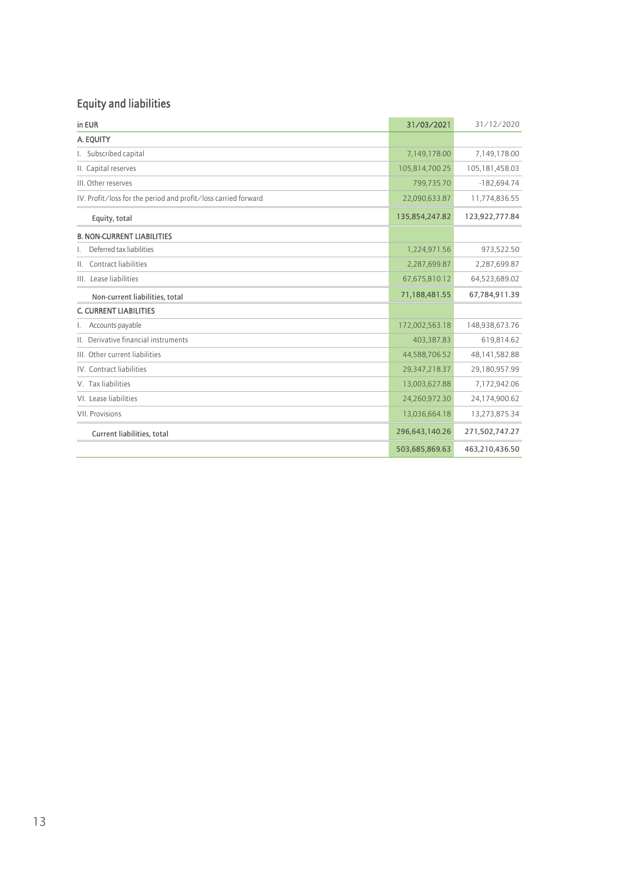## Equity and liabilities

| in EUR | 31/03/2021 | 31/12/2020 |
|---|---|---|
| **A. EQUITY** | | |
| I. Subscribed capital | 7,149,178.00 | 7,149,178.00 |
| II. Capital reserves | 105,814,700.25 | 105,181,458.03 |
| III. Other reserves | 799,735.70 | -182,694.74 |
| IV. Profit/loss for the period and profit/loss carried forward | 22,090,633.87 | 11,774,836.55 |
| **Equity, total** | **135,854,247.82** | **123,922,777.84** |
| **B. NON-CURRENT LIABILITIES** | | |
| I. Deferred tax liabilities | 1,224,971.56 | 973,522.50 |
| II. Contract liabilities | 2,287,699.87 | 2,287,699.87 |
| III. Lease liabilities | 67,675,810.12 | 64,523,689.02 |
| **Non-current liabilities, total** | **71,188,481.55** | **67,784,911.39** |
| **C. CURRENT LIABILITIES** | | |
| I. Accounts payable | 172,002,563.18 | 148,938,673.76 |
| II. Derivative financial instruments | 403,387.83 | 619,814.62 |
| III. Other current liabilities | 44,588,706.52 | 48,141,582.88 |
| IV. Contract liabilities | 29,347,218.37 | 29,180,957.99 |
| V. Tax liabilities | 13,003,627.88 | 7,172,942.06 |
| VI. Lease liabilities | 24,260,972.30 | 24,174,900.62 |
| VII. Provisions | 13,036,664.18 | 13,273,875.34 |
| **Current liabilities, total** | **296,643,140.26** | **271,502,747.27** |
| | **503,685,869.63** | **463,210,436.50** |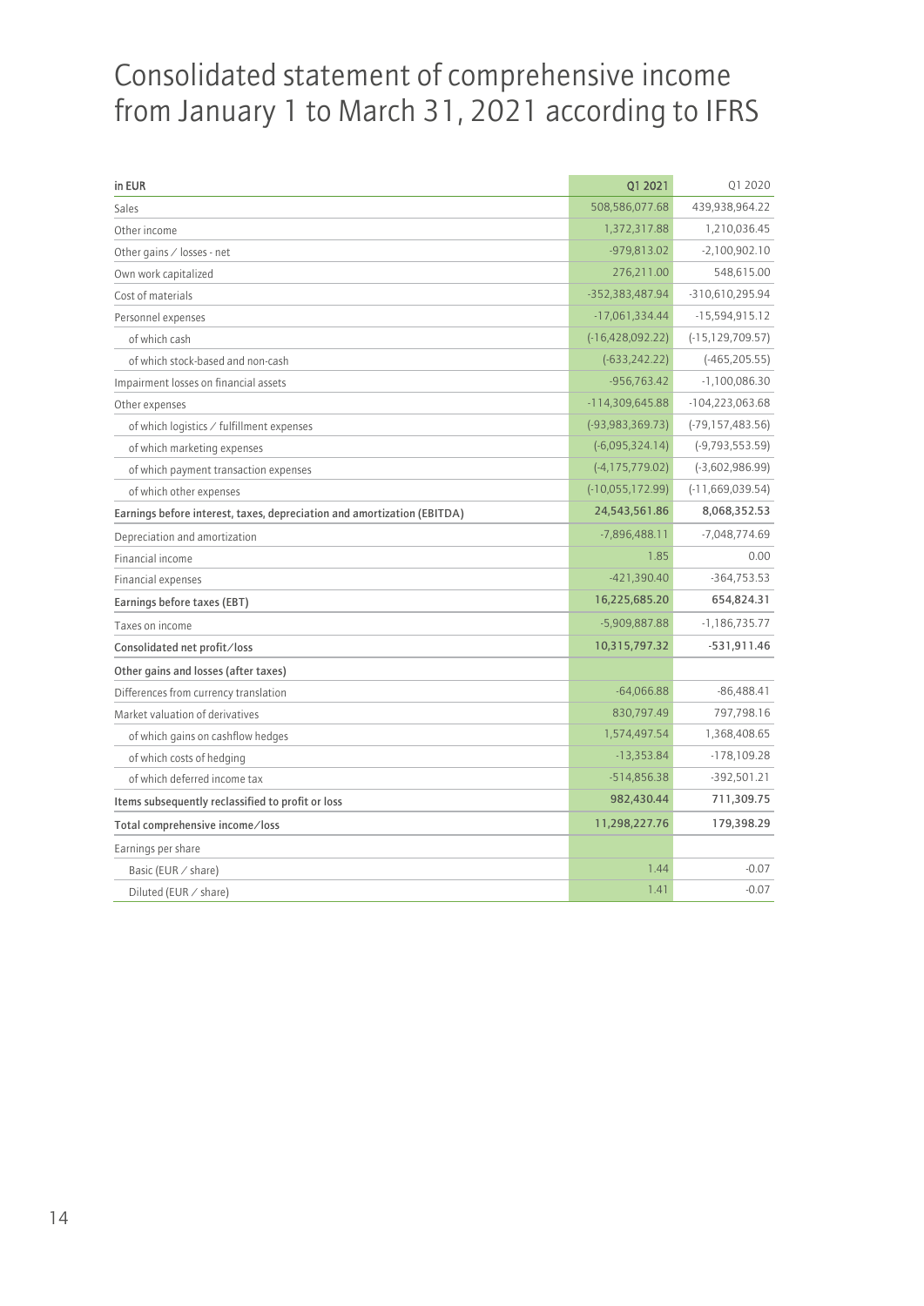# Consolidated statement of comprehensive income from January 1 to March 31, 2021 according to IFRS

| **in EUR** | **Q1 2021** | Q1 2020 |
|---|---|---|
| Sales | 508,586,077.68 | 439,938,964.22 |
| Other income | 1,372,317.88 | 1,210,036.45 |
| Other gains / losses - net | -979,813.02 | -2,100,902.10 |
| Own work capitalized | 276,211.00 | 548,615.00 |
| Cost of materials | -352,383,487.94 | -310,610,295.94 |
| Personnel expenses | -17,061,334.44 | -15,594,915.12 |
| of which cash | (-16,428,092.22) | (-15,129,709.57) |
| of which stock-based and non-cash | (-633,242.22) | (-465,205.55) |
| Impairment losses on financial assets | -956,763.42 | -1,100,086.30 |
| Other expenses | -114,309,645.88 | -104,223,063.68 |
| of which logistics / fulfillment expenses | (-93,983,369.73) | (-79,157,483.56) |
| of which marketing expenses | (-6,095,324.14) | (-9,793,553.59) |
| of which payment transaction expenses | (-4,175,779.02) | (-3,602,986.99) |
| of which other expenses | (-10,055,172.99) | (-11,669,039.54) |
| **Earnings before interest, taxes, depreciation and amortization (EBITDA)** | **24,543,561.86** | **8,068,352.53** |
| Depreciation and amortization | -7,896,488.11 | -7,048,774.69 |
| Financial income | 1.85 | 0.00 |
| Financial expenses | -421,390.40 | -364,753.53 |
| **Earnings before taxes (EBT)** | **16,225,685.20** | **654,824.31** |
| Taxes on income | -5,909,887.88 | -1,186,735.77 |
| **Consolidated net profit/loss** | **10,315,797.32** | **-531,911.46** |
| **Other gains and losses (after taxes)** | | |
| Differences from currency translation | -64,066.88 | -86,488.41 |
| Market valuation of derivatives | 830,797.49 | 797,798.16 |
| of which gains on cashflow hedges | 1,574,497.54 | 1,368,408.65 |
| of which costs of hedging | -13,353.84 | -178,109.28 |
| of which deferred income tax | -514,856.38 | -392,501.21 |
| **Items subsequently reclassified to profit or loss** | **982,430.44** | **711,309.75** |
| **Total comprehensive income/loss** | **11,298,227.76** | **179,398.29** |
| Earnings per share | | |
| Basic (EUR / share) | 1.44 | -0.07 |
| Diluted (EUR / share) | 1.41 | -0.07 |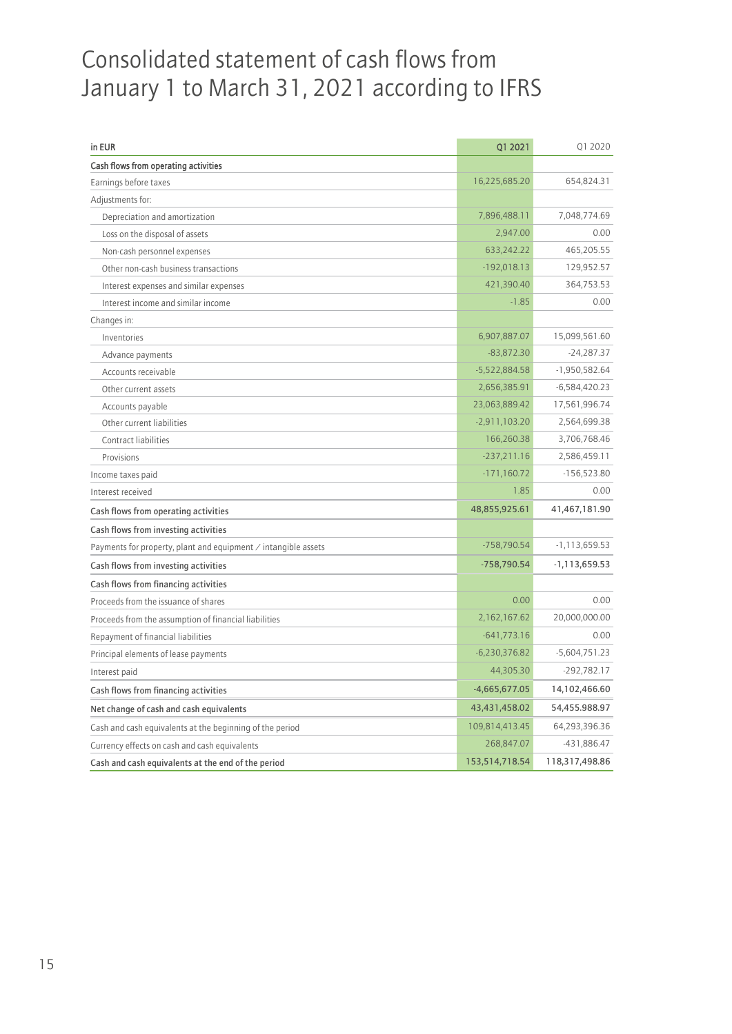# Consolidated statement of cash flows from January 1 to March 31, 2021 according to IFRS

| in EUR | Q1 2021 | Q1 2020 |
|---|---|---|
| **Cash flows from operating activities** | | |
| Earnings before taxes | 16,225,685.20 | 654,824.31 |
| Adjustments for: | | |
| Depreciation and amortization | 7,896,488.11 | 7,048,774.69 |
| Loss on the disposal of assets | 2,947.00 | 0.00 |
| Non-cash personnel expenses | 633,242.22 | 465,205.55 |
| Other non-cash business transactions | -192,018.13 | 129,952.57 |
| Interest expenses and similar expenses | 421,390.40 | 364,753.53 |
| Interest income and similar income | -1.85 | 0.00 |
| Changes in: | | |
| Inventories | 6,907,887.07 | 15,099,561.60 |
| Advance payments | -83,872.30 | -24,287.37 |
| Accounts receivable | -5,522,884.58 | -1,950,582.64 |
| Other current assets | 2,656,385.91 | -6,584,420.23 |
| Accounts payable | 23,063,889.42 | 17,561,996.74 |
| Other current liabilities | -2,911,103.20 | 2,564,699.38 |
| Contract liabilities | 166,260.38 | 3,706,768.46 |
| Provisions | -237,211.16 | 2,586,459.11 |
| Income taxes paid | -171,160.72 | -156,523.80 |
| Interest received | 1.85 | 0.00 |
| **Cash flows from operating activities** | **48,855,925.61** | **41,467,181.90** |
| **Cash flows from investing activities** | | |
| Payments for property, plant and equipment / intangible assets | -758,790.54 | -1,113,659.53 |
| **Cash flows from investing activities** | **-758,790.54** | **-1,113,659.53** |
| **Cash flows from financing activities** | | |
| Proceeds from the issuance of shares | 0.00 | 0.00 |
| Proceeds from the assumption of financial liabilities | 2,162,167.62 | 20,000,000.00 |
| Repayment of financial liabilities | -641,773.16 | 0.00 |
| Principal elements of lease payments | -6,230,376.82 | -5,604,751.23 |
| Interest paid | 44,305.30 | -292,782.17 |
| **Cash flows from financing activities** | **-4,665,677.05** | **14,102,466.60** |
| **Net change of cash and cash equivalents** | **43,431,458.02** | **54,455.988.97** |
| Cash and cash equivalents at the beginning of the period | 109,814,413.45 | 64,293,396.36 |
| Currency effects on cash and cash equivalents | 268,847.07 | -431,886.47 |
| **Cash and cash equivalents at the end of the period** | **153,514,718.54** | **118,317,498.86** |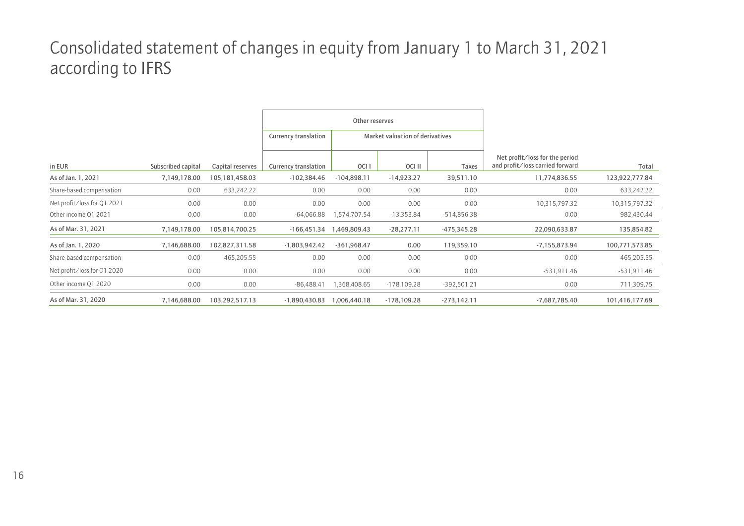# Consolidated statement of changes in equity from January 1 to March 31, 2021 according to IFRS

| | | | Other reserves | | | | | |
|---|---|---|---|---|---|---|---|---|
| | | | Currency translation | Market valuation of derivatives | | | | |
| in EUR | Subscribed capital | Capital reserves | Currency translation | OCI I | OCI II | Taxes | Net profit/loss for the period and profit/loss carried forward | Total |
| As of Jan. 1, 2021 | 7,149,178.00 | 105,181,458.03 | -102,384.46 | -104,898.11 | -14,923.27 | 39,511.10 | 11,774,836.55 | 123,922,777.84 |
| Share-based compensation | 0.00 | 633,242.22 | 0.00 | 0.00 | 0.00 | 0.00 | 0.00 | 633,242.22 |
| Net profit/loss for Q1 2021 | 0.00 | 0.00 | 0.00 | 0.00 | 0.00 | 0.00 | 10,315,797.32 | 10,315,797.32 |
| Other income Q1 2021 | 0.00 | 0.00 | -64,066.88 | 1,574,707.54 | -13,353.84 | -514,856.38 | 0.00 | 982,430.44 |
| As of Mar. 31, 2021 | 7,149,178.00 | 105,814,700.25 | -166,451.34 | 1,469,809.43 | -28,277.11 | -475,345.28 | 22,090,633.87 | 135,854.82 |
| As of Jan. 1, 2020 | 7,146,688.00 | 102,827,311.58 | -1,803,942.42 | -361,968.47 | 0.00 | 119,359.10 | -7,155,873.94 | 100,771,573.85 |
| Share-based compensation | 0.00 | 465,205.55 | 0.00 | 0.00 | 0.00 | 0.00 | 0.00 | 465,205.55 |
| Net profit/loss for Q1 2020 | 0.00 | 0.00 | 0.00 | 0.00 | 0.00 | 0.00 | -531,911.46 | -531,911.46 |
| Other income Q1 2020 | 0.00 | 0.00 | -86,488.41 | 1,368,408.65 | -178,109.28 | -392,501.21 | 0.00 | 711,309.75 |
| As of Mar. 31, 2020 | 7,146,688.00 | 103,292,517.13 | -1,890,430.83 | 1,006,440.18 | -178,109.28 | -273,142.11 | -7,687,785.40 | 101,416,177.69 |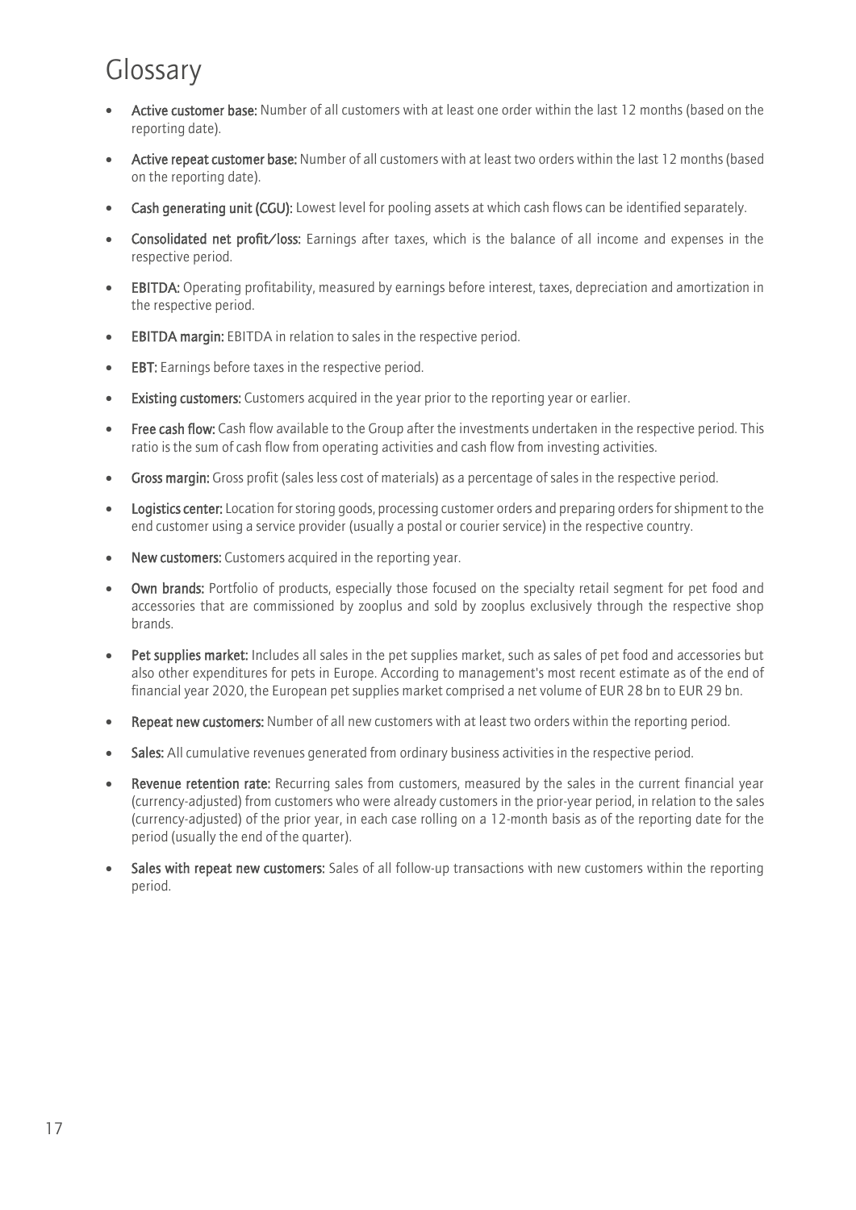# Glossary

- **Active customer base:** Number of all customers with at least one order within the last 12 months (based on the reporting date).
- **Active repeat customer base:** Number of all customers with at least two orders within the last 12 months (based on the reporting date).
- **Cash generating unit (CGU):** Lowest level for pooling assets at which cash flows can be identified separately.
- **Consolidated net profit/loss:** Earnings after taxes, which is the balance of all income and expenses in the respective period.
- **EBITDA:** Operating profitability, measured by earnings before interest, taxes, depreciation and amortization in the respective period.
- **EBITDA margin:** EBITDA in relation to sales in the respective period.
- **EBT:** Earnings before taxes in the respective period.
- **Existing customers:** Customers acquired in the year prior to the reporting year or earlier.
- **Free cash flow:** Cash flow available to the Group after the investments undertaken in the respective period. This ratio is the sum of cash flow from operating activities and cash flow from investing activities.
- **Gross margin:** Gross profit (sales less cost of materials) as a percentage of sales in the respective period.
- **Logistics center:** Location for storing goods, processing customer orders and preparing orders for shipment to the end customer using a service provider (usually a postal or courier service) in the respective country.
- **New customers:** Customers acquired in the reporting year.
- **Own brands:** Portfolio of products, especially those focused on the specialty retail segment for pet food and accessories that are commissioned by zooplus and sold by zooplus exclusively through the respective shop brands.
- **Pet supplies market:** Includes all sales in the pet supplies market, such as sales of pet food and accessories but also other expenditures for pets in Europe. According to management's most recent estimate as of the end of financial year 2020, the European pet supplies market comprised a net volume of EUR 28 bn to EUR 29 bn.
- **Repeat new customers:** Number of all new customers with at least two orders within the reporting period.
- **Sales:** All cumulative revenues generated from ordinary business activities in the respective period.
- **Revenue retention rate:** Recurring sales from customers, measured by the sales in the current financial year (currency-adjusted) from customers who were already customers in the prior-year period, in relation to the sales (currency-adjusted) of the prior year, in each case rolling on a 12-month basis as of the reporting date for the period (usually the end of the quarter).
- **Sales with repeat new customers:** Sales of all follow-up transactions with new customers within the reporting period.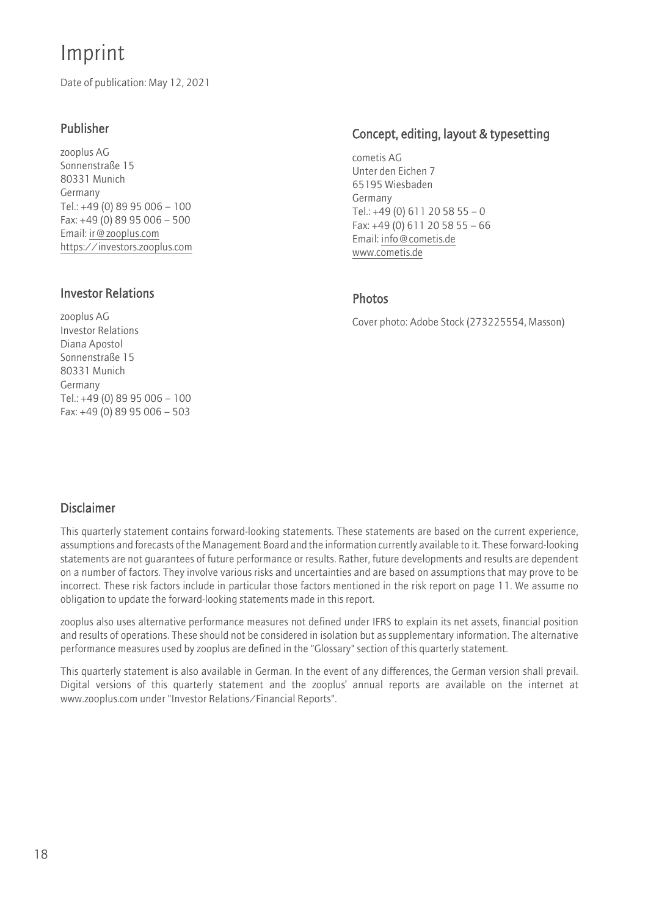# Imprint

Date of publication: May 12, 2021

## Publisher

zooplus AG
Sonnenstraße 15
80331 Munich
Germany
Tel.: +49 (0) 89 95 006 – 100
Fax: +49 (0) 89 95 006 – 500
Email: ir@zooplus.com
https://investors.zooplus.com

## Investor Relations

zooplus AG
Investor Relations
Diana Apostol
Sonnenstraße 15
80331 Munich
Germany
Tel.: +49 (0) 89 95 006 – 100
Fax: +49 (0) 89 95 006 – 503

## Concept, editing, layout & typesetting

cometis AG
Unter den Eichen 7
65195 Wiesbaden
Germany
Tel.: +49 (0) 611 20 58 55 – 0
Fax: +49 (0) 611 20 58 55 – 66
Email: info@cometis.de
www.cometis.de

## Photos

Cover photo: Adobe Stock (273225554, Masson)

## Disclaimer

This quarterly statement contains forward-looking statements. These statements are based on the current experience, assumptions and forecasts of the Management Board and the information currently available to it. These forward-looking statements are not guarantees of future performance or results. Rather, future developments and results are dependent on a number of factors. They involve various risks and uncertainties and are based on assumptions that may prove to be incorrect. These risk factors include in particular those factors mentioned in the risk report on page 11. We assume no obligation to update the forward-looking statements made in this report.

zooplus also uses alternative performance measures not defined under IFRS to explain its net assets, financial position and results of operations. These should not be considered in isolation but as supplementary information. The alternative performance measures used by zooplus are defined in the "Glossary" section of this quarterly statement.

This quarterly statement is also available in German. In the event of any differences, the German version shall prevail. Digital versions of this quarterly statement and the zooplus' annual reports are available on the internet at www.zooplus.com under "Investor Relations/Financial Reports".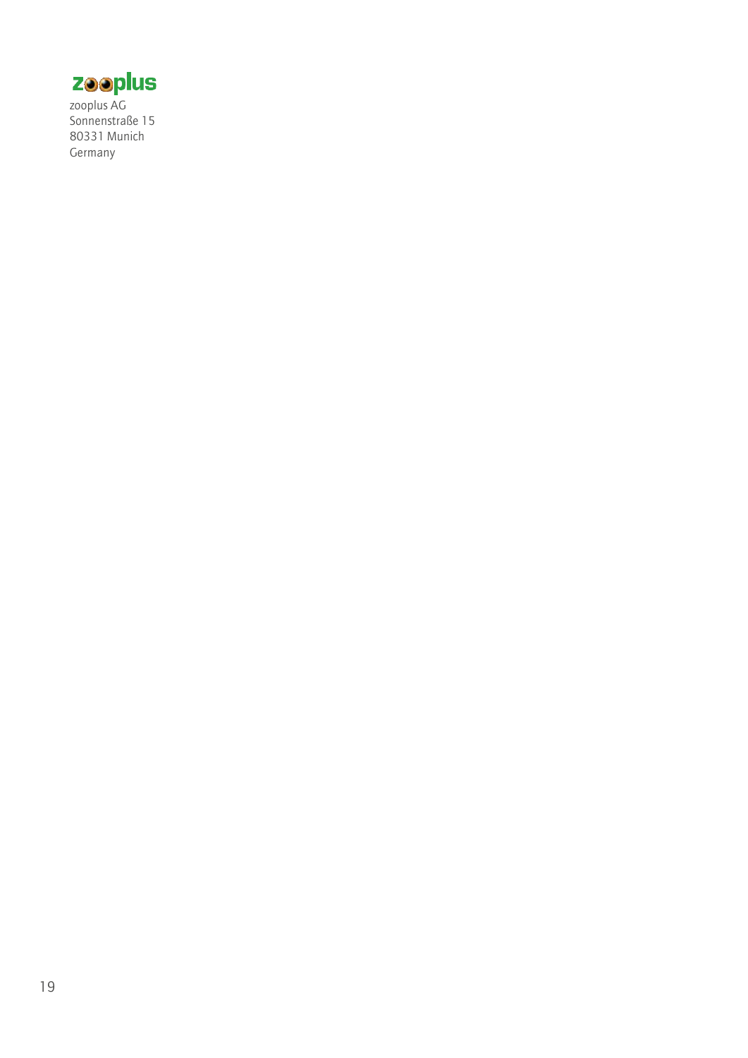zooplus

zooplus AG
Sonnenstraße 15
80331 Munich
Germany